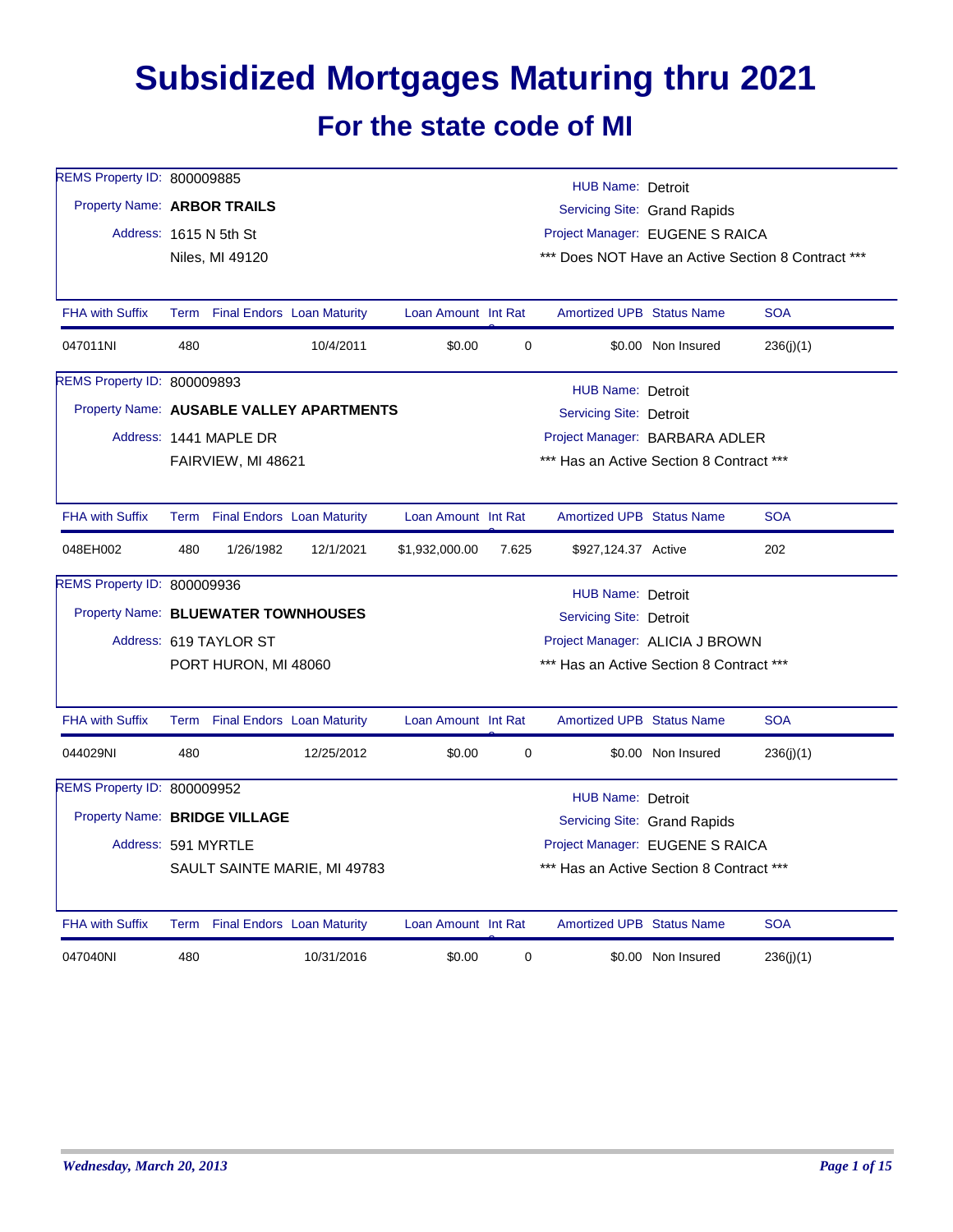# Subsidized Mortgages Maturing thru 2021

## For the state code of MI

REMS Property ID: 800009885

Property Name: **ARBOR TRAILS**

Address: 1615 N 5th St
Niles, MI 49120

HUB Name: Detroit
Servicing Site: Grand Rapids
Project Manager: EUGENE S RAICA
*** Does NOT Have an Active Section 8 Contract ***

| FHA with Suffix | Term | Final Endors | Loan Maturity | Loan Amount | Int Rate | Amortized UPB | Status Name | SOA |
|---|---|---|---|---|---|---|---|---|
| 047011NI | 480 | | 10/4/2011 | $0.00 | 0 | $0.00 | Non Insured | 236(j)(1) |

REMS Property ID: 800009893

Property Name: **AUSABLE VALLEY APARTMENTS**

Address: 1441 MAPLE DR
FAIRVIEW, MI 48621

HUB Name: Detroit
Servicing Site: Detroit
Project Manager: BARBARA ADLER
*** Has an Active Section 8 Contract ***

| FHA with Suffix | Term | Final Endors | Loan Maturity | Loan Amount | Int Rate | Amortized UPB | Status Name | SOA |
|---|---|---|---|---|---|---|---|---|
| 048EH002 | 480 | 1/26/1982 | 12/1/2021 | $1,932,000.00 | 7.625 | $927,124.37 | Active | 202 |

REMS Property ID: 800009936

Property Name: **BLUEWATER TOWNHOUSES**

Address: 619 TAYLOR ST
PORT HURON, MI 48060

HUB Name: Detroit
Servicing Site: Detroit
Project Manager: ALICIA J BROWN
*** Has an Active Section 8 Contract ***

| FHA with Suffix | Term | Final Endors | Loan Maturity | Loan Amount | Int Rate | Amortized UPB | Status Name | SOA |
|---|---|---|---|---|---|---|---|---|
| 044029NI | 480 | | 12/25/2012 | $0.00 | 0 | $0.00 | Non Insured | 236(j)(1) |

REMS Property ID: 800009952

Property Name: **BRIDGE VILLAGE**

Address: 591 MYRTLE
SAULT SAINTE MARIE, MI 49783

HUB Name: Detroit
Servicing Site: Grand Rapids
Project Manager: EUGENE S RAICA
*** Has an Active Section 8 Contract ***

| FHA with Suffix | Term | Final Endors | Loan Maturity | Loan Amount | Int Rate | Amortized UPB | Status Name | SOA |
|---|---|---|---|---|---|---|---|---|
| 047040NI | 480 | | 10/31/2016 | $0.00 | 0 | $0.00 | Non Insured | 236(j)(1) |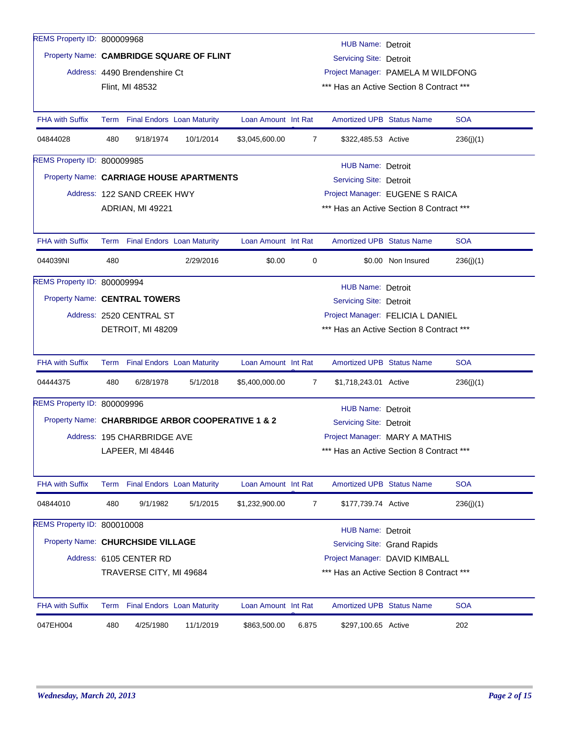REMS Property ID: 800009968

Property Name: **CAMBRIDGE SQUARE OF FLINT**

Address: 4490 Brendenshire Ct
Flint, MI 48532

HUB Name: Detroit
Servicing Site: Detroit
Project Manager: PAMELA M WILDFONG
*** Has an Active Section 8 Contract ***

| FHA with Suffix | Term | Final Endors | Loan Maturity | Loan Amount | Int Rate | Amortized UPB | Status Name | SOA |
|---|---|---|---|---|---|---|---|---|
| 04844028 | 480 | 9/18/1974 | 10/1/2014 | $3,045,600.00 | 7 | $322,485.53 | Active | 236(j)(1) |

REMS Property ID: 800009985

Property Name: **CARRIAGE HOUSE APARTMENTS**

Address: 122 SAND CREEK HWY
ADRIAN, MI 49221

HUB Name: Detroit
Servicing Site: Detroit
Project Manager: EUGENE S RAICA
*** Has an Active Section 8 Contract ***

| FHA with Suffix | Term | Final Endors | Loan Maturity | Loan Amount | Int Rate | Amortized UPB | Status Name | SOA |
|---|---|---|---|---|---|---|---|---|
| 044039NI | 480 | | 2/29/2016 | $0.00 | 0 | $0.00 | Non Insured | 236(j)(1) |

REMS Property ID: 800009994

Property Name: **CENTRAL TOWERS**

Address: 2520 CENTRAL ST
DETROIT, MI 48209

HUB Name: Detroit
Servicing Site: Detroit
Project Manager: FELICIA L DANIEL
*** Has an Active Section 8 Contract ***

| FHA with Suffix | Term | Final Endors | Loan Maturity | Loan Amount | Int Rate | Amortized UPB | Status Name | SOA |
|---|---|---|---|---|---|---|---|---|
| 04444375 | 480 | 6/28/1978 | 5/1/2018 | $5,400,000.00 | 7 | $1,718,243.01 | Active | 236(j)(1) |

REMS Property ID: 800009996

Property Name: **CHARBRIDGE ARBOR COOPERATIVE 1 & 2**

Address: 195 CHARBRIDGE AVE
LAPEER, MI 48446

HUB Name: Detroit
Servicing Site: Detroit
Project Manager: MARY A MATHIS
*** Has an Active Section 8 Contract ***

| FHA with Suffix | Term | Final Endors | Loan Maturity | Loan Amount | Int Rate | Amortized UPB | Status Name | SOA |
|---|---|---|---|---|---|---|---|---|
| 04844010 | 480 | 9/1/1982 | 5/1/2015 | $1,232,900.00 | 7 | $177,739.74 | Active | 236(j)(1) |

REMS Property ID: 800010008

Property Name: **CHURCHSIDE VILLAGE**

Address: 6105 CENTER RD
TRAVERSE CITY, MI 49684

HUB Name: Detroit
Servicing Site: Grand Rapids
Project Manager: DAVID KIMBALL
*** Has an Active Section 8 Contract ***

| FHA with Suffix | Term | Final Endors | Loan Maturity | Loan Amount | Int Rate | Amortized UPB | Status Name | SOA |
|---|---|---|---|---|---|---|---|---|
| 047EH004 | 480 | 4/25/1980 | 11/1/2019 | $863,500.00 | 6.875 | $297,100.65 | Active | 202 |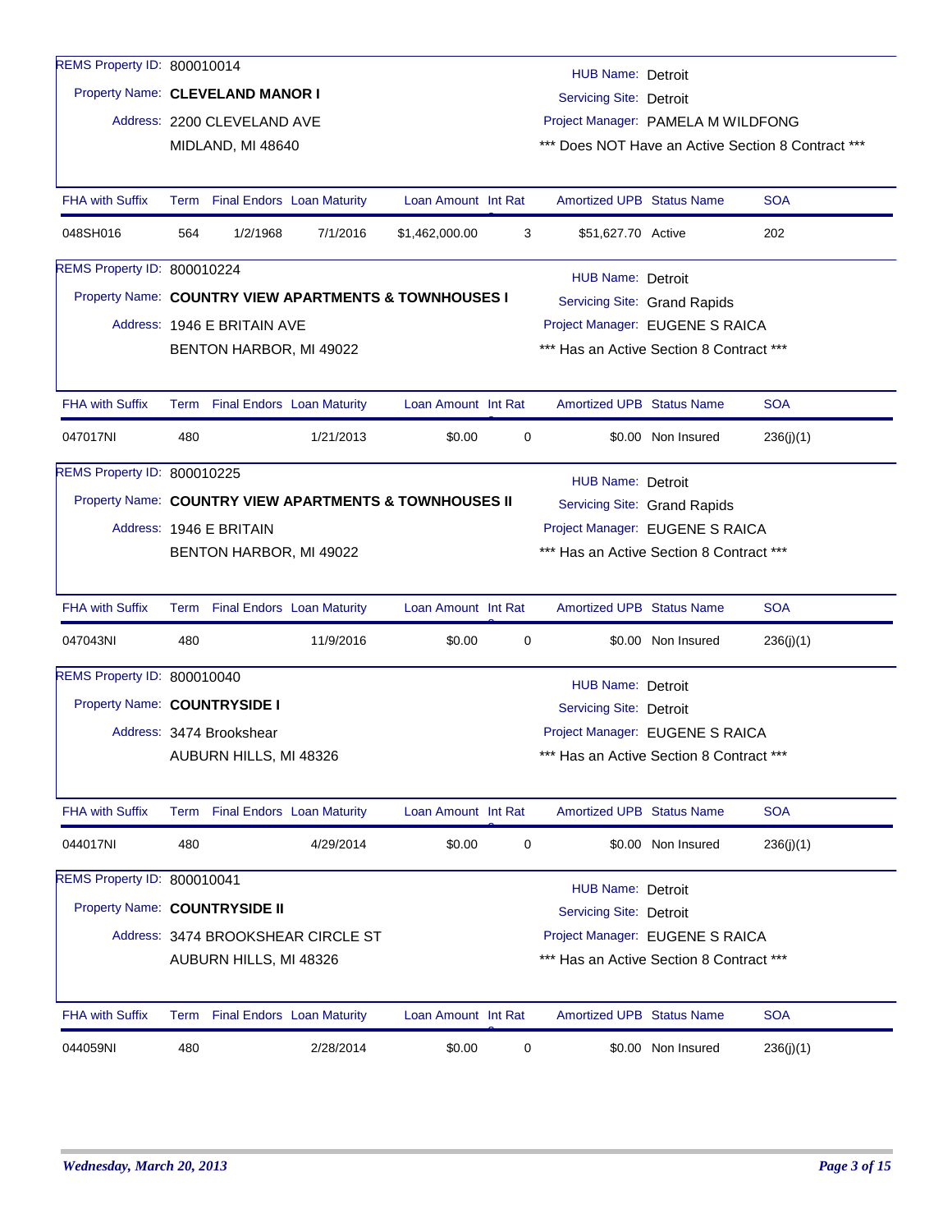REMS Property ID: 800010014

Property Name: **CLEVELAND MANOR I**

Address: 2200 CLEVELAND AVE
MIDLAND, MI 48640

HUB Name: Detroit
Servicing Site: Detroit
Project Manager: PAMELA M WILDFONG
*** Does NOT Have an Active Section 8 Contract ***

| FHA with Suffix | Term | Final Endors | Loan Maturity | Loan Amount | Int Rate | Amortized UPB | Status Name | SOA |
|---|---|---|---|---|---|---|---|---|
| 048SH016 | 564 | 1/2/1968 | 7/1/2016 | $1,462,000.00 | 3 | $51,627.70 | Active | 202 |

REMS Property ID: 800010224

Property Name: **COUNTRY VIEW APARTMENTS & TOWNHOUSES I**

Address: 1946 E BRITAIN AVE
BENTON HARBOR, MI 49022

HUB Name: Detroit
Servicing Site: Grand Rapids
Project Manager: EUGENE S RAICA
*** Has an Active Section 8 Contract ***

| FHA with Suffix | Term | Final Endors | Loan Maturity | Loan Amount | Int Rate | Amortized UPB | Status Name | SOA |
|---|---|---|---|---|---|---|---|---|
| 047017NI | 480 | | 1/21/2013 | $0.00 | 0 | $0.00 | Non Insured | 236(j)(1) |

REMS Property ID: 800010225

Property Name: **COUNTRY VIEW APARTMENTS & TOWNHOUSES II**

Address: 1946 E BRITAIN
BENTON HARBOR, MI 49022

HUB Name: Detroit
Servicing Site: Grand Rapids
Project Manager: EUGENE S RAICA
*** Has an Active Section 8 Contract ***

| FHA with Suffix | Term | Final Endors | Loan Maturity | Loan Amount | Int Rate | Amortized UPB | Status Name | SOA |
|---|---|---|---|---|---|---|---|---|
| 047043NI | 480 | | 11/9/2016 | $0.00 | 0 | $0.00 | Non Insured | 236(j)(1) |

REMS Property ID: 800010040

Property Name: **COUNTRYSIDE I**

Address: 3474 Brookshear
AUBURN HILLS, MI 48326

HUB Name: Detroit
Servicing Site: Detroit
Project Manager: EUGENE S RAICA
*** Has an Active Section 8 Contract ***

| FHA with Suffix | Term | Final Endors | Loan Maturity | Loan Amount | Int Rate | Amortized UPB | Status Name | SOA |
|---|---|---|---|---|---|---|---|---|
| 044017NI | 480 | | 4/29/2014 | $0.00 | 0 | $0.00 | Non Insured | 236(j)(1) |

REMS Property ID: 800010041

Property Name: **COUNTRYSIDE II**

Address: 3474 BROOKSHEAR CIRCLE ST
AUBURN HILLS, MI 48326

HUB Name: Detroit
Servicing Site: Detroit
Project Manager: EUGENE S RAICA
*** Has an Active Section 8 Contract ***

| FHA with Suffix | Term | Final Endors | Loan Maturity | Loan Amount | Int Rate | Amortized UPB | Status Name | SOA |
|---|---|---|---|---|---|---|---|---|
| 044059NI | 480 | | 2/28/2014 | $0.00 | 0 | $0.00 | Non Insured | 236(j)(1) |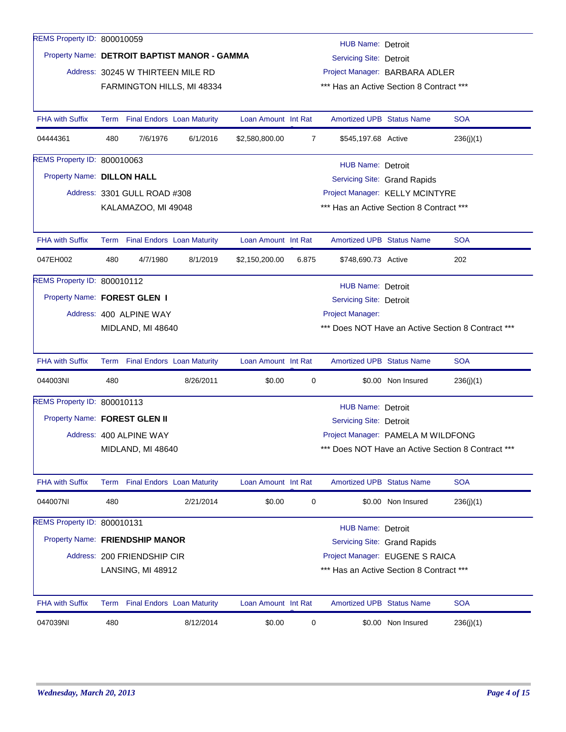REMS Property ID: 800010059

Property Name: **DETROIT BAPTIST MANOR - GAMMA**

Address: 30245 W THIRTEEN MILE RD
FARMINGTON HILLS, MI 48334

HUB Name: Detroit
Servicing Site: Detroit
Project Manager: BARBARA ADLER
*** Has an Active Section 8 Contract ***

| FHA with Suffix | Term | Final Endors | Loan Maturity | Loan Amount | Int Rate | Amortized UPB | Status Name | SOA |
|---|---|---|---|---|---|---|---|---|
| 04444361 | 480 | 7/6/1976 | 6/1/2016 | $2,580,800.00 | 7 | $545,197.68 | Active | 236(j)(1) |

REMS Property ID: 800010063

Property Name: **DILLON HALL**

Address: 3301 GULL ROAD #308
KALAMAZOO, MI 49048

HUB Name: Detroit
Servicing Site: Grand Rapids
Project Manager: KELLY MCINTYRE
*** Has an Active Section 8 Contract ***

| FHA with Suffix | Term | Final Endors | Loan Maturity | Loan Amount | Int Rate | Amortized UPB | Status Name | SOA |
|---|---|---|---|---|---|---|---|---|
| 047EH002 | 480 | 4/7/1980 | 8/1/2019 | $2,150,200.00 | 6.875 | $748,690.73 | Active | 202 |

REMS Property ID: 800010112

Property Name: **FOREST GLEN I**

Address: 400 ALPINE WAY
MIDLAND, MI 48640

HUB Name: Detroit
Servicing Site: Detroit
Project Manager:
*** Does NOT Have an Active Section 8 Contract ***

| FHA with Suffix | Term | Final Endors | Loan Maturity | Loan Amount | Int Rate | Amortized UPB | Status Name | SOA |
|---|---|---|---|---|---|---|---|---|
| 044003NI | 480 | | 8/26/2011 | $0.00 | 0 | $0.00 | Non Insured | 236(j)(1) |

REMS Property ID: 800010113

Property Name: **FOREST GLEN II**

Address: 400 ALPINE WAY
MIDLAND, MI 48640

HUB Name: Detroit
Servicing Site: Detroit
Project Manager: PAMELA M WILDFONG
*** Does NOT Have an Active Section 8 Contract ***

| FHA with Suffix | Term | Final Endors | Loan Maturity | Loan Amount | Int Rate | Amortized UPB | Status Name | SOA |
|---|---|---|---|---|---|---|---|---|
| 044007NI | 480 | | 2/21/2014 | $0.00 | 0 | $0.00 | Non Insured | 236(j)(1) |

REMS Property ID: 800010131

Property Name: **FRIENDSHIP MANOR**

Address: 200 FRIENDSHIP CIR
LANSING, MI 48912

HUB Name: Detroit
Servicing Site: Grand Rapids
Project Manager: EUGENE S RAICA
*** Has an Active Section 8 Contract ***

| FHA with Suffix | Term | Final Endors | Loan Maturity | Loan Amount | Int Rate | Amortized UPB | Status Name | SOA |
|---|---|---|---|---|---|---|---|---|
| 047039NI | 480 | | 8/12/2014 | $0.00 | 0 | $0.00 | Non Insured | 236(j)(1) |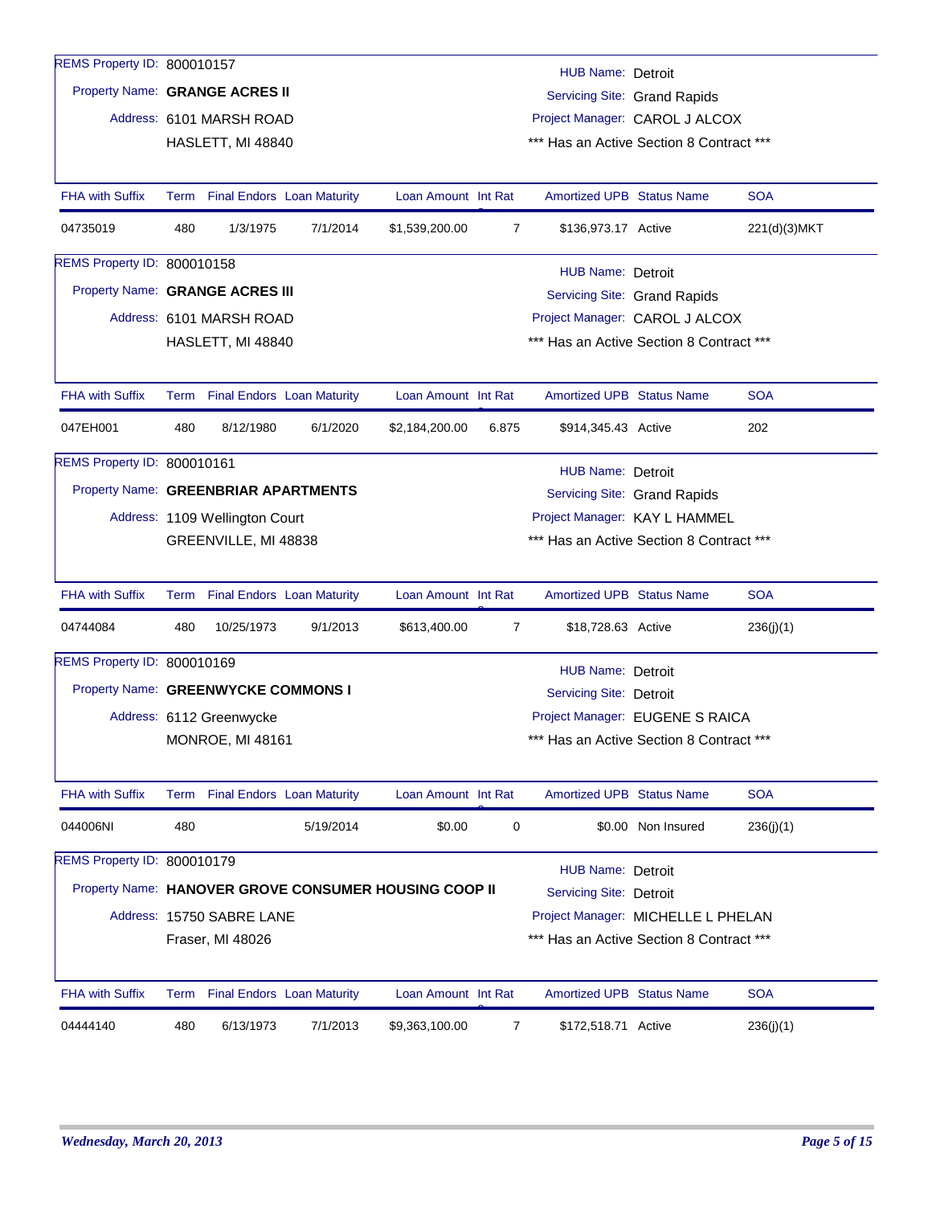REMS Property ID: 800010157

Property Name: **GRANGE ACRES II**

Address: 6101 MARSH ROAD
HASLETT, MI 48840

HUB Name: Detroit
Servicing Site: Grand Rapids
Project Manager: CAROL J ALCOX
*** Has an Active Section 8 Contract ***

| FHA with Suffix | Term | Final Endors | Loan Maturity | Loan Amount | Int Rate | Amortized UPB | Status Name | SOA |
|---|---|---|---|---|---|---|---|---|
| 04735019 | 480 | 1/3/1975 | 7/1/2014 | $1,539,200.00 | 7 | $136,973.17 | Active | 221(d)(3)MKT |

REMS Property ID: 800010158

Property Name: **GRANGE ACRES III**

Address: 6101 MARSH ROAD
HASLETT, MI 48840

HUB Name: Detroit
Servicing Site: Grand Rapids
Project Manager: CAROL J ALCOX
*** Has an Active Section 8 Contract ***

| FHA with Suffix | Term | Final Endors | Loan Maturity | Loan Amount | Int Rate | Amortized UPB | Status Name | SOA |
|---|---|---|---|---|---|---|---|---|
| 047EH001 | 480 | 8/12/1980 | 6/1/2020 | $2,184,200.00 | 6.875 | $914,345.43 | Active | 202 |

REMS Property ID: 800010161

Property Name: **GREENBRIAR APARTMENTS**

Address: 1109 Wellington Court
GREENVILLE, MI 48838

HUB Name: Detroit
Servicing Site: Grand Rapids
Project Manager: KAY L HAMMEL
*** Has an Active Section 8 Contract ***

| FHA with Suffix | Term | Final Endors | Loan Maturity | Loan Amount | Int Rate | Amortized UPB | Status Name | SOA |
|---|---|---|---|---|---|---|---|---|
| 04744084 | 480 | 10/25/1973 | 9/1/2013 | $613,400.00 | 7 | $18,728.63 | Active | 236(j)(1) |

REMS Property ID: 800010169

Property Name: **GREENWYCKE COMMONS I**

Address: 6112 Greenwycke
MONROE, MI 48161

HUB Name: Detroit
Servicing Site: Detroit
Project Manager: EUGENE S RAICA
*** Has an Active Section 8 Contract ***

| FHA with Suffix | Term | Final Endors | Loan Maturity | Loan Amount | Int Rate | Amortized UPB | Status Name | SOA |
|---|---|---|---|---|---|---|---|---|
| 044006NI | 480 | | 5/19/2014 | $0.00 | 0 | $0.00 | Non Insured | 236(j)(1) |

REMS Property ID: 800010179

Property Name: **HANOVER GROVE CONSUMER HOUSING COOP II**

Address: 15750 SABRE LANE
Fraser, MI 48026

HUB Name: Detroit
Servicing Site: Detroit
Project Manager: MICHELLE L PHELAN
*** Has an Active Section 8 Contract ***

| FHA with Suffix | Term | Final Endors | Loan Maturity | Loan Amount | Int Rate | Amortized UPB | Status Name | SOA |
|---|---|---|---|---|---|---|---|---|
| 04444140 | 480 | 6/13/1973 | 7/1/2013 | $9,363,100.00 | 7 | $172,518.71 | Active | 236(j)(1) |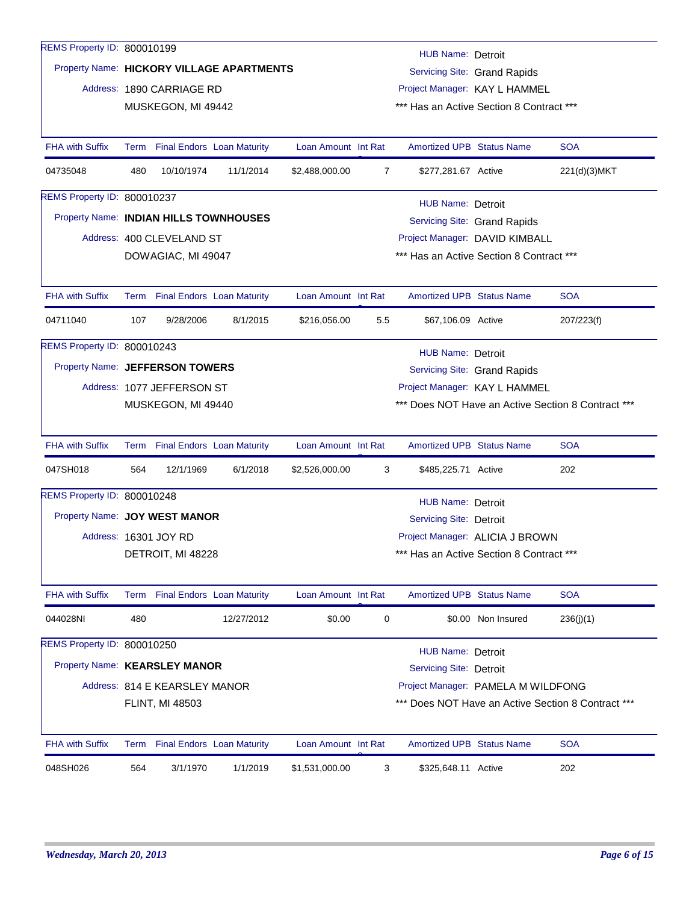REMS Property ID: 800010199

Property Name: **HICKORY VILLAGE APARTMENTS**

Address: 1890 CARRIAGE RD
MUSKEGON, MI 49442

HUB Name: Detroit
Servicing Site: Grand Rapids
Project Manager: KAY L HAMMEL
*** Has an Active Section 8 Contract ***

| FHA with Suffix | Term | Final Endors | Loan Maturity | Loan Amount | Int Rate | Amortized UPB | Status Name | SOA |
|---|---|---|---|---|---|---|---|---|
| 04735048 | 480 | 10/10/1974 | 11/1/2014 | $2,488,000.00 | 7 | $277,281.67 | Active | 221(d)(3)MKT |

REMS Property ID: 800010237

Property Name: **INDIAN HILLS TOWNHOUSES**

Address: 400 CLEVELAND ST
DOWAGIAC, MI 49047

HUB Name: Detroit
Servicing Site: Grand Rapids
Project Manager: DAVID KIMBALL
*** Has an Active Section 8 Contract ***

| FHA with Suffix | Term | Final Endors | Loan Maturity | Loan Amount | Int Rate | Amortized UPB | Status Name | SOA |
|---|---|---|---|---|---|---|---|---|
| 04711040 | 107 | 9/28/2006 | 8/1/2015 | $216,056.00 | 5.5 | $67,106.09 | Active | 207/223(f) |

REMS Property ID: 800010243

Property Name: **JEFFERSON TOWERS**

Address: 1077 JEFFERSON ST
MUSKEGON, MI 49440

HUB Name: Detroit
Servicing Site: Grand Rapids
Project Manager: KAY L HAMMEL
*** Does NOT Have an Active Section 8 Contract ***

| FHA with Suffix | Term | Final Endors | Loan Maturity | Loan Amount | Int Rate | Amortized UPB | Status Name | SOA |
|---|---|---|---|---|---|---|---|---|
| 047SH018 | 564 | 12/1/1969 | 6/1/2018 | $2,526,000.00 | 3 | $485,225.71 | Active | 202 |

REMS Property ID: 800010248

Property Name: **JOY WEST MANOR**

Address: 16301 JOY RD
DETROIT, MI 48228

HUB Name: Detroit
Servicing Site: Detroit
Project Manager: ALICIA J BROWN
*** Has an Active Section 8 Contract ***

| FHA with Suffix | Term | Final Endors | Loan Maturity | Loan Amount | Int Rate | Amortized UPB | Status Name | SOA |
|---|---|---|---|---|---|---|---|---|
| 044028NI | 480 | | 12/27/2012 | $0.00 | 0 | $0.00 | Non Insured | 236(j)(1) |

REMS Property ID: 800010250

Property Name: **KEARSLEY MANOR**

Address: 814 E KEARSLEY MANOR
FLINT, MI 48503

HUB Name: Detroit
Servicing Site: Detroit
Project Manager: PAMELA M WILDFONG
*** Does NOT Have an Active Section 8 Contract ***

| FHA with Suffix | Term | Final Endors | Loan Maturity | Loan Amount | Int Rate | Amortized UPB | Status Name | SOA |
|---|---|---|---|---|---|---|---|---|
| 048SH026 | 564 | 3/1/1970 | 1/1/2019 | $1,531,000.00 | 3 | $325,648.11 | Active | 202 |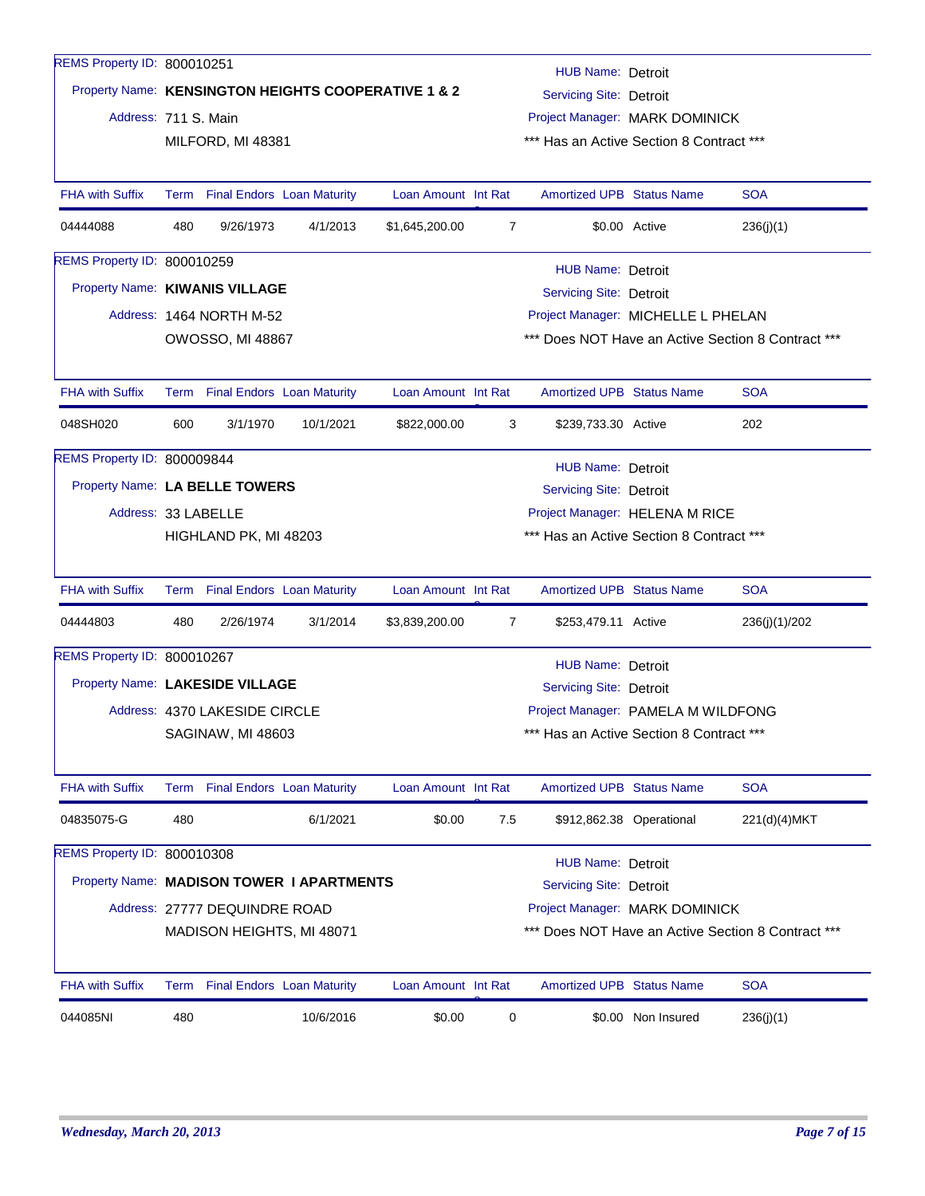**REMS Property ID:** 800010251
**Property Name:** **KENSINGTON HEIGHTS COOPERATIVE 1 & 2**
**Address:** 711 S. Main
MILFORD, MI 48381

**HUB Name:** Detroit
**Servicing Site:** Detroit
**Project Manager:** MARK DOMINICK
*** Has an Active Section 8 Contract ***

| FHA with Suffix | Term | Final Endors | Loan Maturity | Loan Amount | Int Rate | Amortized UPB | Status Name | SOA |
|---|---|---|---|---|---|---|---|---|
| 04444088 | 480 | 9/26/1973 | 4/1/2013 | $1,645,200.00 | 7 | $0.00 | Active | 236(j)(1) |

**REMS Property ID:** 800010259
**Property Name:** **KIWANIS VILLAGE**
**Address:** 1464 NORTH M-52
OWOSSO, MI 48867

**HUB Name:** Detroit
**Servicing Site:** Detroit
**Project Manager:** MICHELLE L PHELAN
*** Does NOT Have an Active Section 8 Contract ***

| FHA with Suffix | Term | Final Endors | Loan Maturity | Loan Amount | Int Rate | Amortized UPB | Status Name | SOA |
|---|---|---|---|---|---|---|---|---|
| 048SH020 | 600 | 3/1/1970 | 10/1/2021 | $822,000.00 | 3 | $239,733.30 | Active | 202 |

**REMS Property ID:** 800009844
**Property Name:** **LA BELLE TOWERS**
**Address:** 33 LABELLE
HIGHLAND PK, MI 48203

**HUB Name:** Detroit
**Servicing Site:** Detroit
**Project Manager:** HELENA M RICE
*** Has an Active Section 8 Contract ***

| FHA with Suffix | Term | Final Endors | Loan Maturity | Loan Amount | Int Rate | Amortized UPB | Status Name | SOA |
|---|---|---|---|---|---|---|---|---|
| 04444803 | 480 | 2/26/1974 | 3/1/2014 | $3,839,200.00 | 7 | $253,479.11 | Active | 236(j)(1)/202 |

**REMS Property ID:** 800010267
**Property Name:** **LAKESIDE VILLAGE**
**Address:** 4370 LAKESIDE CIRCLE
SAGINAW, MI 48603

**HUB Name:** Detroit
**Servicing Site:** Detroit
**Project Manager:** PAMELA M WILDFONG
*** Has an Active Section 8 Contract ***

| FHA with Suffix | Term | Final Endors | Loan Maturity | Loan Amount | Int Rate | Amortized UPB | Status Name | SOA |
|---|---|---|---|---|---|---|---|---|
| 04835075-G | 480 | | 6/1/2021 | $0.00 | 7.5 | $912,862.38 | Operational | 221(d)(4)MKT |

**REMS Property ID:** 800010308
**Property Name:** **MADISON TOWER I APARTMENTS**
**Address:** 27777 DEQUINDRE ROAD
MADISON HEIGHTS, MI 48071

**HUB Name:** Detroit
**Servicing Site:** Detroit
**Project Manager:** MARK DOMINICK
*** Does NOT Have an Active Section 8 Contract ***

| FHA with Suffix | Term | Final Endors | Loan Maturity | Loan Amount | Int Rate | Amortized UPB | Status Name | SOA |
|---|---|---|---|---|---|---|---|---|
| 044085NI | 480 | | 10/6/2016 | $0.00 | 0 | $0.00 | Non Insured | 236(j)(1) |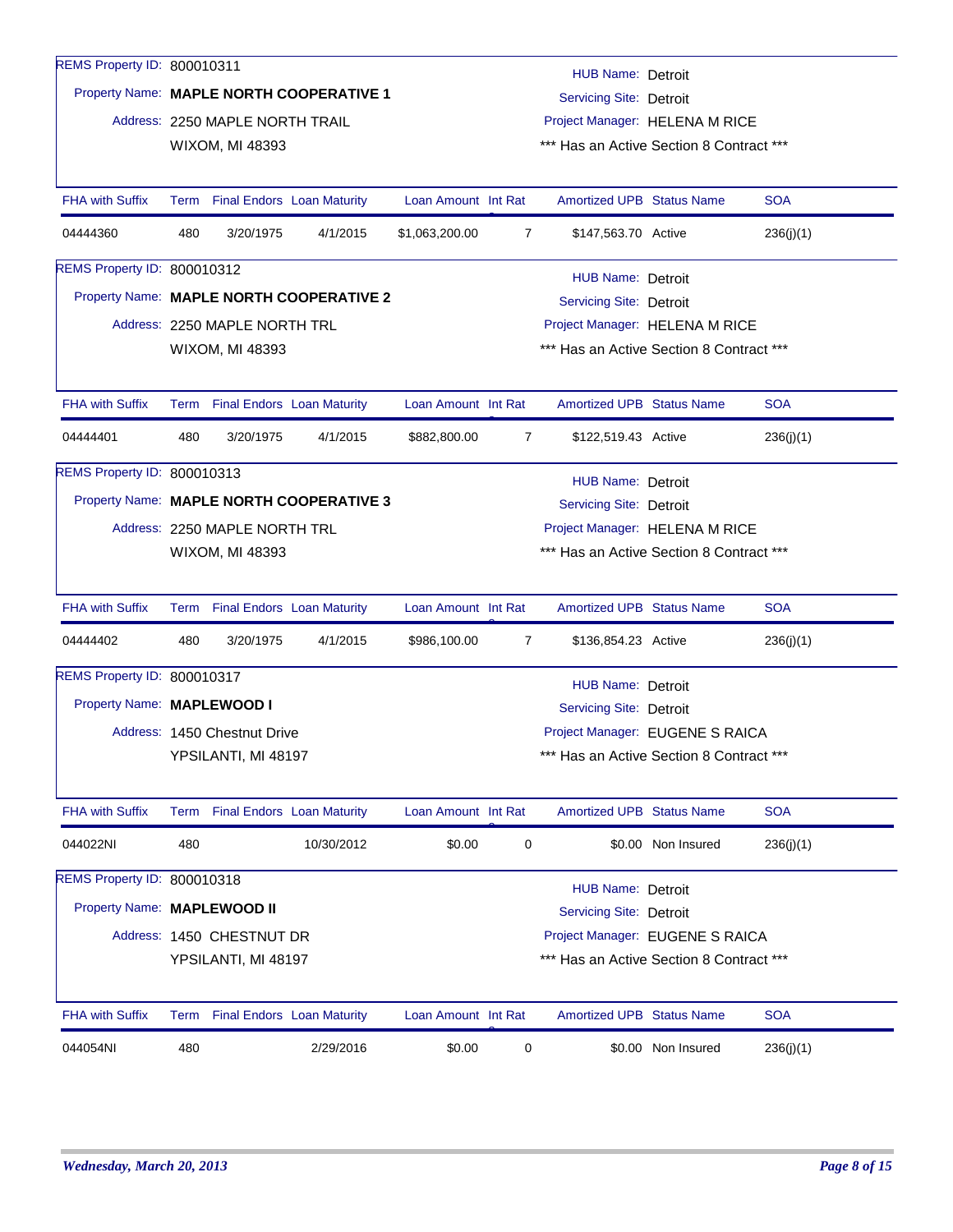REMS Property ID: 800010311
Property Name: **MAPLE NORTH COOPERATIVE 1**
Address: 2250 MAPLE NORTH TRAIL
WIXOM, MI 48393

HUB Name: Detroit
Servicing Site: Detroit
Project Manager: HELENA M RICE
*** Has an Active Section 8 Contract ***

| FHA with Suffix | Term | Final Endors | Loan Maturity | Loan Amount | Int Rate | Amortized UPB | Status Name | SOA |
|---|---|---|---|---|---|---|---|---|
| 04444360 | 480 | 3/20/1975 | 4/1/2015 | $1,063,200.00 | 7 | $147,563.70 | Active | 236(j)(1) |

REMS Property ID: 800010312
Property Name: **MAPLE NORTH COOPERATIVE 2**
Address: 2250 MAPLE NORTH TRL
WIXOM, MI 48393

HUB Name: Detroit
Servicing Site: Detroit
Project Manager: HELENA M RICE
*** Has an Active Section 8 Contract ***

| FHA with Suffix | Term | Final Endors | Loan Maturity | Loan Amount | Int Rate | Amortized UPB | Status Name | SOA |
|---|---|---|---|---|---|---|---|---|
| 04444401 | 480 | 3/20/1975 | 4/1/2015 | $882,800.00 | 7 | $122,519.43 | Active | 236(j)(1) |

REMS Property ID: 800010313
Property Name: **MAPLE NORTH COOPERATIVE 3**
Address: 2250 MAPLE NORTH TRL
WIXOM, MI 48393

HUB Name: Detroit
Servicing Site: Detroit
Project Manager: HELENA M RICE
*** Has an Active Section 8 Contract ***

| FHA with Suffix | Term | Final Endors | Loan Maturity | Loan Amount | Int Rate | Amortized UPB | Status Name | SOA |
|---|---|---|---|---|---|---|---|---|
| 04444402 | 480 | 3/20/1975 | 4/1/2015 | $986,100.00 | 7 | $136,854.23 | Active | 236(j)(1) |

REMS Property ID: 800010317
Property Name: **MAPLEWOOD I**
Address: 1450 Chestnut Drive
YPSILANTI, MI 48197

HUB Name: Detroit
Servicing Site: Detroit
Project Manager: EUGENE S RAICA
*** Has an Active Section 8 Contract ***

| FHA with Suffix | Term | Final Endors | Loan Maturity | Loan Amount | Int Rate | Amortized UPB | Status Name | SOA |
|---|---|---|---|---|---|---|---|---|
| 044022NI | 480 | | 10/30/2012 | $0.00 | 0 | $0.00 | Non Insured | 236(j)(1) |

REMS Property ID: 800010318
Property Name: **MAPLEWOOD II**
Address: 1450 CHESTNUT DR
YPSILANTI, MI 48197

HUB Name: Detroit
Servicing Site: Detroit
Project Manager: EUGENE S RAICA
*** Has an Active Section 8 Contract ***

| FHA with Suffix | Term | Final Endors | Loan Maturity | Loan Amount | Int Rate | Amortized UPB | Status Name | SOA |
|---|---|---|---|---|---|---|---|---|
| 044054NI | 480 | | 2/29/2016 | $0.00 | 0 | $0.00 | Non Insured | 236(j)(1) |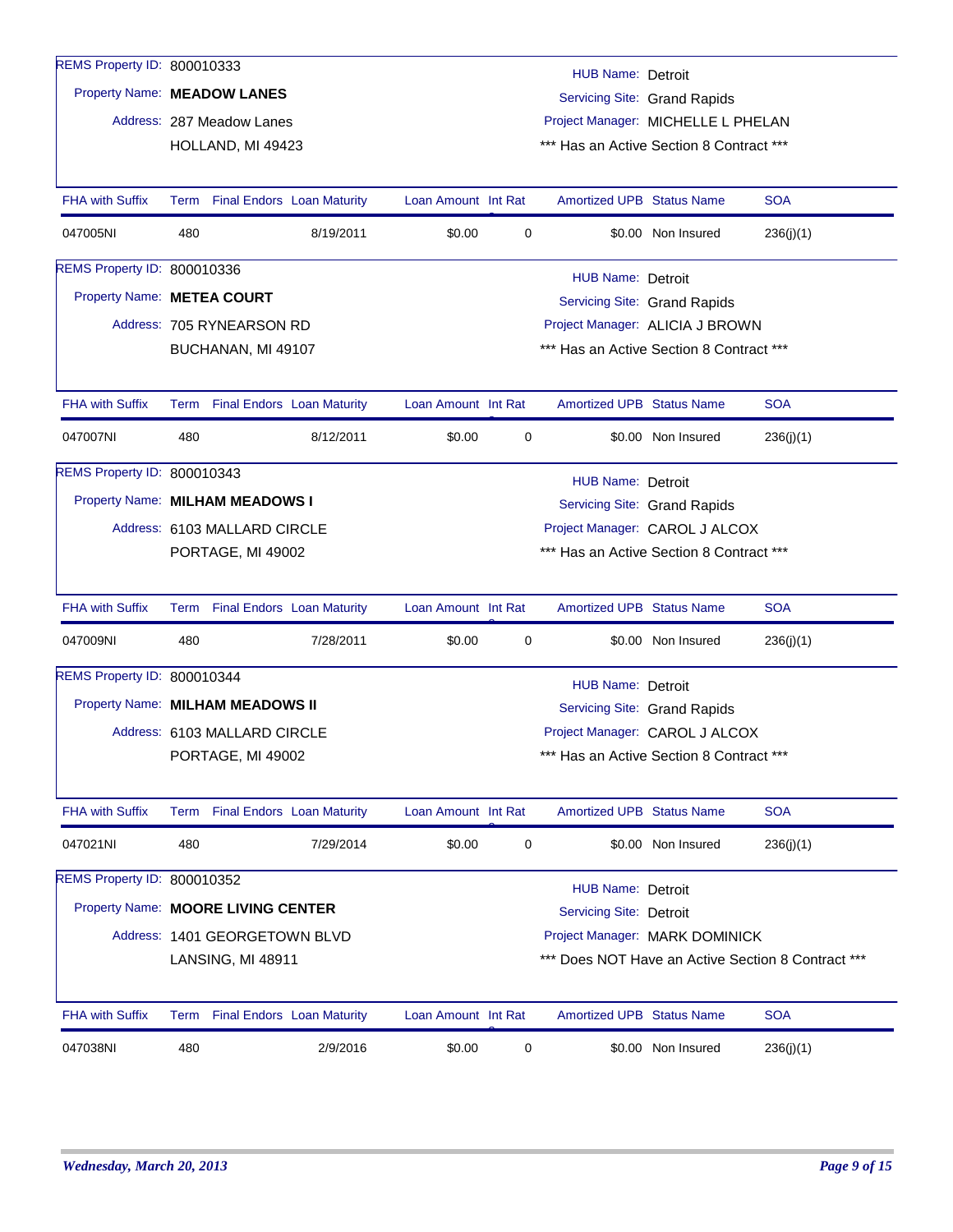REMS Property ID: 800010333

Property Name: **MEADOW LANES**

Address: 287 Meadow Lanes
HOLLAND, MI 49423

HUB Name: Detroit
Servicing Site: Grand Rapids
Project Manager: MICHELLE L PHELAN
*** Has an Active Section 8 Contract ***

| FHA with Suffix | Term | Final Endors | Loan Maturity | Loan Amount | Int Rate | Amortized UPB | Status Name | SOA |
|---|---|---|---|---|---|---|---|---|
| 047005NI | 480 | | 8/19/2011 | $0.00 | 0 | $0.00 | Non Insured | 236(j)(1) |

REMS Property ID: 800010336

Property Name: **METEA COURT**

Address: 705 RYNEARSON RD
BUCHANAN, MI 49107

HUB Name: Detroit
Servicing Site: Grand Rapids
Project Manager: ALICIA J BROWN
*** Has an Active Section 8 Contract ***

| FHA with Suffix | Term | Final Endors | Loan Maturity | Loan Amount | Int Rate | Amortized UPB | Status Name | SOA |
|---|---|---|---|---|---|---|---|---|
| 047007NI | 480 | | 8/12/2011 | $0.00 | 0 | $0.00 | Non Insured | 236(j)(1) |

REMS Property ID: 800010343

Property Name: **MILHAM MEADOWS I**

Address: 6103 MALLARD CIRCLE
PORTAGE, MI 49002

HUB Name: Detroit
Servicing Site: Grand Rapids
Project Manager: CAROL J ALCOX
*** Has an Active Section 8 Contract ***

| FHA with Suffix | Term | Final Endors | Loan Maturity | Loan Amount | Int Rate | Amortized UPB | Status Name | SOA |
|---|---|---|---|---|---|---|---|---|
| 047009NI | 480 | | 7/28/2011 | $0.00 | 0 | $0.00 | Non Insured | 236(j)(1) |

REMS Property ID: 800010344

Property Name: **MILHAM MEADOWS II**

Address: 6103 MALLARD CIRCLE
PORTAGE, MI 49002

HUB Name: Detroit
Servicing Site: Grand Rapids
Project Manager: CAROL J ALCOX
*** Has an Active Section 8 Contract ***

| FHA with Suffix | Term | Final Endors | Loan Maturity | Loan Amount | Int Rate | Amortized UPB | Status Name | SOA |
|---|---|---|---|---|---|---|---|---|
| 047021NI | 480 | | 7/29/2014 | $0.00 | 0 | $0.00 | Non Insured | 236(j)(1) |

REMS Property ID: 800010352

Property Name: **MOORE LIVING CENTER**

Address: 1401 GEORGETOWN BLVD
LANSING, MI 48911

HUB Name: Detroit
Servicing Site: Detroit
Project Manager: MARK DOMINICK
*** Does NOT Have an Active Section 8 Contract ***

| FHA with Suffix | Term | Final Endors | Loan Maturity | Loan Amount | Int Rate | Amortized UPB | Status Name | SOA |
|---|---|---|---|---|---|---|---|---|
| 047038NI | 480 | | 2/9/2016 | $0.00 | 0 | $0.00 | Non Insured | 236(j)(1) |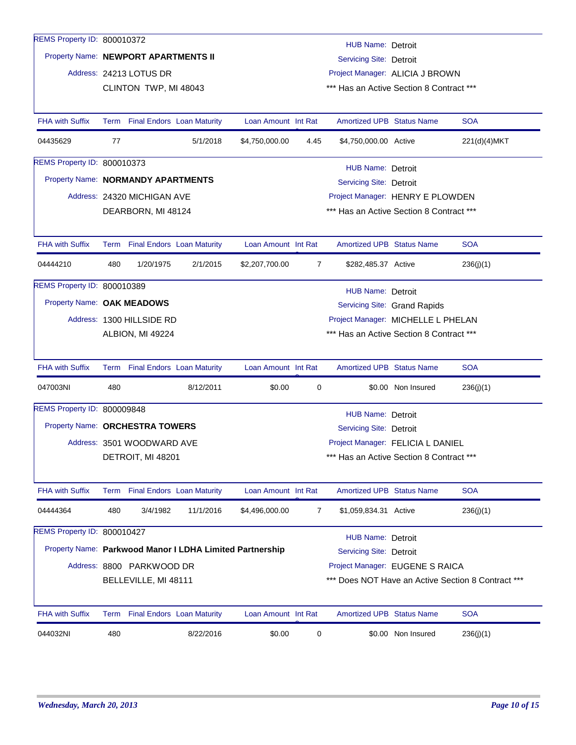REMS Property ID: 800010372

Property Name: **NEWPORT APARTMENTS II**

Address: 24213 LOTUS DR
CLINTON TWP, MI 48043

HUB Name: Detroit
Servicing Site: Detroit
Project Manager: ALICIA J BROWN
*** Has an Active Section 8 Contract ***

| FHA with Suffix | Term | Final Endors | Loan Maturity | Loan Amount | Int Rate | Amortized UPB | Status Name | SOA |
|---|---|---|---|---|---|---|---|---|
| 04435629 | 77 | | 5/1/2018 | $4,750,000.00 | 4.45 | $4,750,000.00 | Active | 221(d)(4)MKT |

REMS Property ID: 800010373

Property Name: **NORMANDY APARTMENTS**

Address: 24320 MICHIGAN AVE
DEARBORN, MI 48124

HUB Name: Detroit
Servicing Site: Detroit
Project Manager: HENRY E PLOWDEN
*** Has an Active Section 8 Contract ***

| FHA with Suffix | Term | Final Endors | Loan Maturity | Loan Amount | Int Rate | Amortized UPB | Status Name | SOA |
|---|---|---|---|---|---|---|---|---|
| 04444210 | 480 | 1/20/1975 | 2/1/2015 | $2,207,700.00 | 7 | $282,485.37 | Active | 236(j)(1) |

REMS Property ID: 800010389

Property Name: **OAK MEADOWS**

Address: 1300 HILLSIDE RD
ALBION, MI 49224

HUB Name: Detroit
Servicing Site: Grand Rapids
Project Manager: MICHELLE L PHELAN
*** Has an Active Section 8 Contract ***

| FHA with Suffix | Term | Final Endors | Loan Maturity | Loan Amount | Int Rate | Amortized UPB | Status Name | SOA |
|---|---|---|---|---|---|---|---|---|
| 047003NI | 480 | | 8/12/2011 | $0.00 | 0 | $0.00 | Non Insured | 236(j)(1) |

REMS Property ID: 800009848

Property Name: **ORCHESTRA TOWERS**

Address: 3501 WOODWARD AVE
DETROIT, MI 48201

HUB Name: Detroit
Servicing Site: Detroit
Project Manager: FELICIA L DANIEL
*** Has an Active Section 8 Contract ***

| FHA with Suffix | Term | Final Endors | Loan Maturity | Loan Amount | Int Rate | Amortized UPB | Status Name | SOA |
|---|---|---|---|---|---|---|---|---|
| 04444364 | 480 | 3/4/1982 | 11/1/2016 | $4,496,000.00 | 7 | $1,059,834.31 | Active | 236(j)(1) |

REMS Property ID: 800010427

Property Name: **Parkwood Manor I LDHA Limited Partnership**

Address: 8800 PARKWOOD DR
BELLEVILLE, MI 48111

HUB Name: Detroit
Servicing Site: Detroit
Project Manager: EUGENE S RAICA
*** Does NOT Have an Active Section 8 Contract ***

| FHA with Suffix | Term | Final Endors | Loan Maturity | Loan Amount | Int Rate | Amortized UPB | Status Name | SOA |
|---|---|---|---|---|---|---|---|---|
| 044032NI | 480 | | 8/22/2016 | $0.00 | 0 | $0.00 | Non Insured | 236(j)(1) |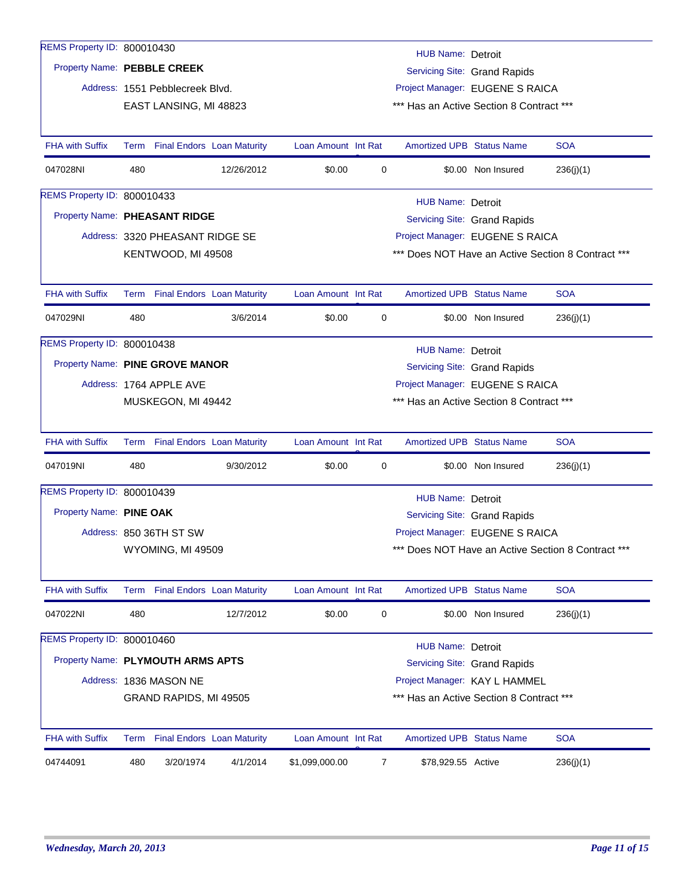REMS Property ID: 800010430

Property Name: **PEBBLE CREEK**

Address: 1551 Pebblecreek Blvd.
EAST LANSING, MI 48823

HUB Name: Detroit
Servicing Site: Grand Rapids
Project Manager: EUGENE S RAICA
*** Has an Active Section 8 Contract ***

| FHA with Suffix | Term | Final Endors | Loan Maturity | Loan Amount | Int Rat | Amortized UPB | Status Name | SOA |
|---|---|---|---|---|---|---|---|---|
| 047028NI | 480 | | 12/26/2012 | $0.00 | 0 | $0.00 | Non Insured | 236(j)(1) |

REMS Property ID: 800010433

Property Name: **PHEASANT RIDGE**

Address: 3320 PHEASANT RIDGE SE
KENTWOOD, MI 49508

HUB Name: Detroit
Servicing Site: Grand Rapids
Project Manager: EUGENE S RAICA
*** Does NOT Have an Active Section 8 Contract ***

| FHA with Suffix | Term | Final Endors | Loan Maturity | Loan Amount | Int Rat | Amortized UPB | Status Name | SOA |
|---|---|---|---|---|---|---|---|---|
| 047029NI | 480 | | 3/6/2014 | $0.00 | 0 | $0.00 | Non Insured | 236(j)(1) |

REMS Property ID: 800010438

Property Name: **PINE GROVE MANOR**

Address: 1764 APPLE AVE
MUSKEGON, MI 49442

HUB Name: Detroit
Servicing Site: Grand Rapids
Project Manager: EUGENE S RAICA
*** Has an Active Section 8 Contract ***

| FHA with Suffix | Term | Final Endors | Loan Maturity | Loan Amount | Int Rat | Amortized UPB | Status Name | SOA |
|---|---|---|---|---|---|---|---|---|
| 047019NI | 480 | | 9/30/2012 | $0.00 | 0 | $0.00 | Non Insured | 236(j)(1) |

REMS Property ID: 800010439

Property Name: **PINE OAK**

Address: 850 36TH ST SW
WYOMING, MI 49509

HUB Name: Detroit
Servicing Site: Grand Rapids
Project Manager: EUGENE S RAICA
*** Does NOT Have an Active Section 8 Contract ***

| FHA with Suffix | Term | Final Endors | Loan Maturity | Loan Amount | Int Rat | Amortized UPB | Status Name | SOA |
|---|---|---|---|---|---|---|---|---|
| 047022NI | 480 | | 12/7/2012 | $0.00 | 0 | $0.00 | Non Insured | 236(j)(1) |

REMS Property ID: 800010460

Property Name: **PLYMOUTH ARMS APTS**

Address: 1836 MASON NE
GRAND RAPIDS, MI 49505

HUB Name: Detroit
Servicing Site: Grand Rapids
Project Manager: KAY L HAMMEL
*** Has an Active Section 8 Contract ***

| FHA with Suffix | Term | Final Endors | Loan Maturity | Loan Amount | Int Rat | Amortized UPB | Status Name | SOA |
|---|---|---|---|---|---|---|---|---|
| 04744091 | 480 | 3/20/1974 | 4/1/2014 | $1,099,000.00 | 7 | $78,929.55 | Active | 236(j)(1) |

*Wednesday, March 20, 2013*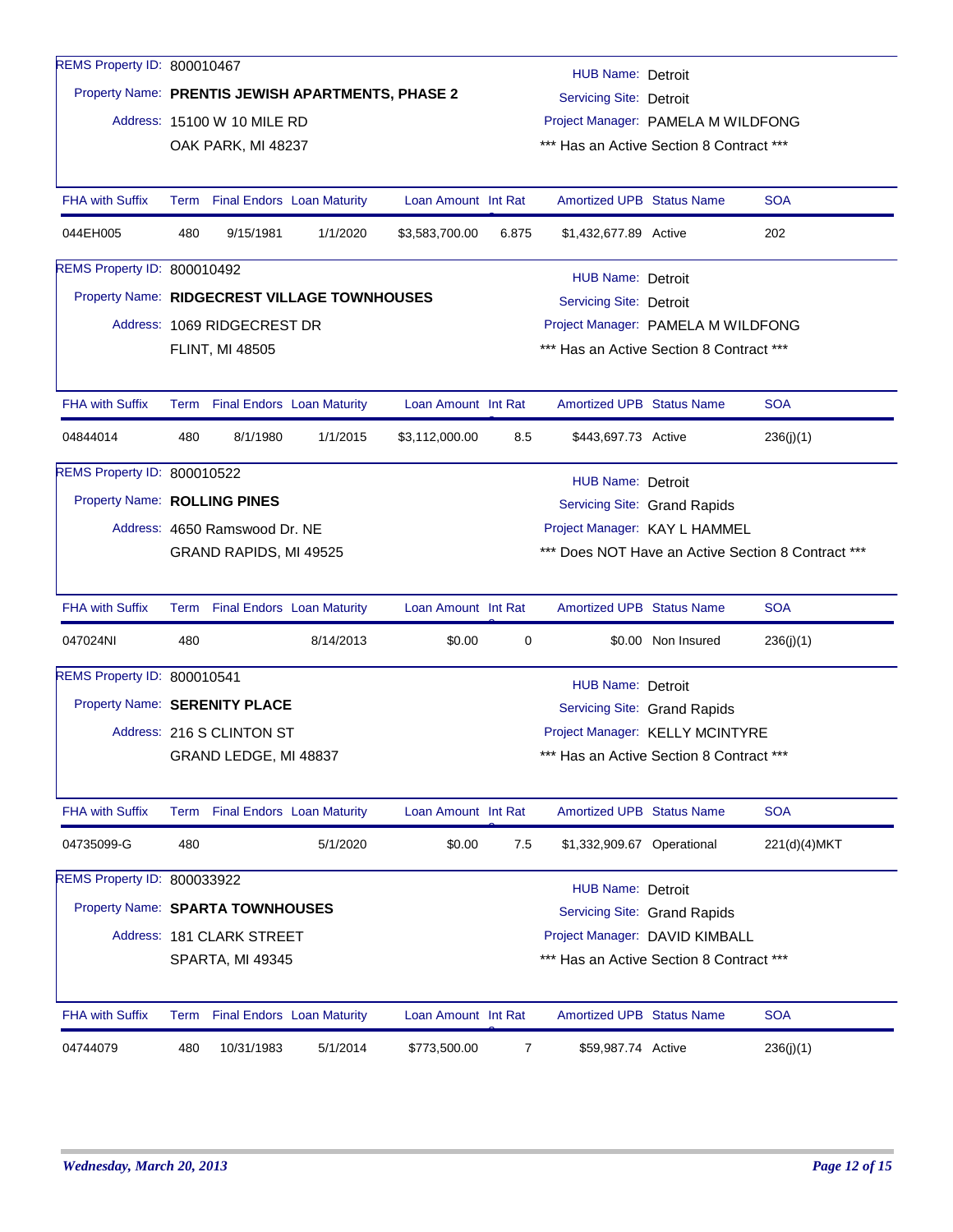REMS Property ID: 800010467
Property Name: **PRENTIS JEWISH APARTMENTS, PHASE 2**
Address: 15100 W 10 MILE RD
OAK PARK, MI 48237

HUB Name: Detroit
Servicing Site: Detroit
Project Manager: PAMELA M WILDFONG
*** Has an Active Section 8 Contract ***

| FHA with Suffix | Term | Final Endors | Loan Maturity | Loan Amount | Int Rate | Amortized UPB | Status Name | SOA |
|---|---|---|---|---|---|---|---|---|
| 044EH005 | 480 | 9/15/1981 | 1/1/2020 | $3,583,700.00 | 6.875 | $1,432,677.89 | Active | 202 |

REMS Property ID: 800010492
Property Name: **RIDGECREST VILLAGE TOWNHOUSES**
Address: 1069 RIDGECREST DR
FLINT, MI 48505

HUB Name: Detroit
Servicing Site: Detroit
Project Manager: PAMELA M WILDFONG
*** Has an Active Section 8 Contract ***

| FHA with Suffix | Term | Final Endors | Loan Maturity | Loan Amount | Int Rate | Amortized UPB | Status Name | SOA |
|---|---|---|---|---|---|---|---|---|
| 04844014 | 480 | 8/1/1980 | 1/1/2015 | $3,112,000.00 | 8.5 | $443,697.73 | Active | 236(j)(1) |

REMS Property ID: 800010522
Property Name: **ROLLING PINES**
Address: 4650 Ramswood Dr. NE
GRAND RAPIDS, MI 49525

HUB Name: Detroit
Servicing Site: Grand Rapids
Project Manager: KAY L HAMMEL
*** Does NOT Have an Active Section 8 Contract ***

| FHA with Suffix | Term | Final Endors | Loan Maturity | Loan Amount | Int Rate | Amortized UPB | Status Name | SOA |
|---|---|---|---|---|---|---|---|---|
| 047024NI | 480 | | 8/14/2013 | $0.00 | 0 | $0.00 | Non Insured | 236(j)(1) |

REMS Property ID: 800010541
Property Name: **SERENITY PLACE**
Address: 216 S CLINTON ST
GRAND LEDGE, MI 48837

HUB Name: Detroit
Servicing Site: Grand Rapids
Project Manager: KELLY MCINTYRE
*** Has an Active Section 8 Contract ***

| FHA with Suffix | Term | Final Endors | Loan Maturity | Loan Amount | Int Rate | Amortized UPB | Status Name | SOA |
|---|---|---|---|---|---|---|---|---|
| 04735099-G | 480 | | 5/1/2020 | $0.00 | 7.5 | $1,332,909.67 | Operational | 221(d)(4)MKT |

REMS Property ID: 800033922
Property Name: **SPARTA TOWNHOUSES**
Address: 181 CLARK STREET
SPARTA, MI 49345

HUB Name: Detroit
Servicing Site: Grand Rapids
Project Manager: DAVID KIMBALL
*** Has an Active Section 8 Contract ***

| FHA with Suffix | Term | Final Endors | Loan Maturity | Loan Amount | Int Rate | Amortized UPB | Status Name | SOA |
|---|---|---|---|---|---|---|---|---|
| 04744079 | 480 | 10/31/1983 | 5/1/2014 | $773,500.00 | 7 | $59,987.74 | Active | 236(j)(1) |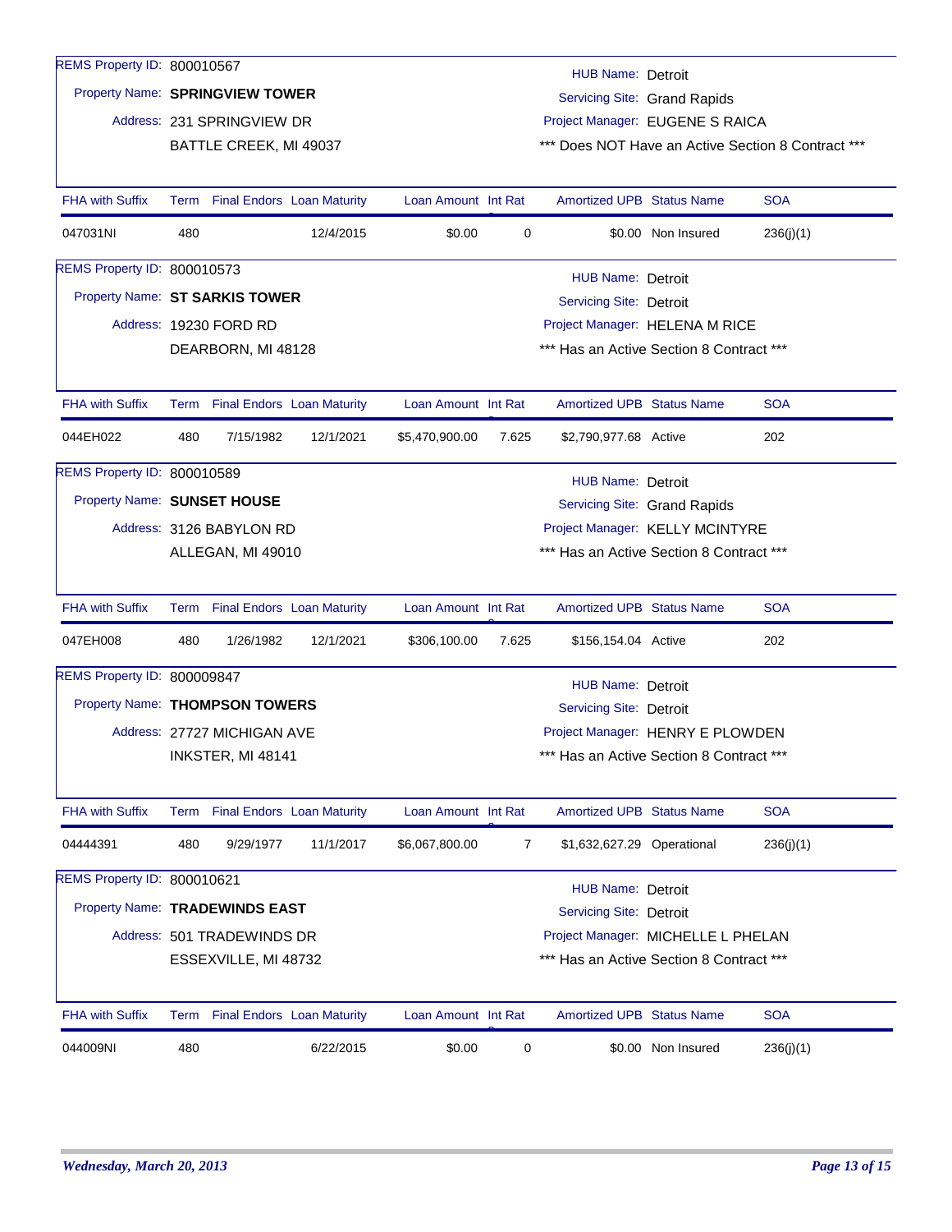REMS Property ID: 800010567

Property Name: **SPRINGVIEW TOWER**

Address: 231 SPRINGVIEW DR
BATTLE CREEK, MI 49037

HUB Name: Detroit
Servicing Site: Grand Rapids
Project Manager: EUGENE S RAICA
*** Does NOT Have an Active Section 8 Contract ***

| FHA with Suffix | Term | Final Endors | Loan Maturity | Loan Amount | Int Rat | Amortized UPB | Status Name | SOA |
|---|---|---|---|---|---|---|---|---|
| 047031NI | 480 | | 12/4/2015 | $0.00 | 0 | $0.00 | Non Insured | 236(j)(1) |

REMS Property ID: 800010573

Property Name: **ST SARKIS TOWER**

Address: 19230 FORD RD
DEARBORN, MI 48128

HUB Name: Detroit
Servicing Site: Detroit
Project Manager: HELENA M RICE
*** Has an Active Section 8 Contract ***

| FHA with Suffix | Term | Final Endors | Loan Maturity | Loan Amount | Int Rat | Amortized UPB | Status Name | SOA |
|---|---|---|---|---|---|---|---|---|
| 044EH022 | 480 | 7/15/1982 | 12/1/2021 | $5,470,900.00 | 7.625 | $2,790,977.68 | Active | 202 |

REMS Property ID: 800010589

Property Name: **SUNSET HOUSE**

Address: 3126 BABYLON RD
ALLEGAN, MI 49010

HUB Name: Detroit
Servicing Site: Grand Rapids
Project Manager: KELLY MCINTYRE
*** Has an Active Section 8 Contract ***

| FHA with Suffix | Term | Final Endors | Loan Maturity | Loan Amount | Int Rat | Amortized UPB | Status Name | SOA |
|---|---|---|---|---|---|---|---|---|
| 047EH008 | 480 | 1/26/1982 | 12/1/2021 | $306,100.00 | 7.625 | $156,154.04 | Active | 202 |

REMS Property ID: 800009847

Property Name: **THOMPSON TOWERS**

Address: 27727 MICHIGAN AVE
INKSTER, MI 48141

HUB Name: Detroit
Servicing Site: Detroit
Project Manager: HENRY E PLOWDEN
*** Has an Active Section 8 Contract ***

| FHA with Suffix | Term | Final Endors | Loan Maturity | Loan Amount | Int Rat | Amortized UPB | Status Name | SOA |
|---|---|---|---|---|---|---|---|---|
| 04444391 | 480 | 9/29/1977 | 11/1/2017 | $6,067,800.00 | 7 | $1,632,627.29 | Operational | 236(j)(1) |

REMS Property ID: 800010621

Property Name: **TRADEWINDS EAST**

Address: 501 TRADEWINDS DR
ESSEXVILLE, MI 48732

HUB Name: Detroit
Servicing Site: Detroit
Project Manager: MICHELLE L PHELAN
*** Has an Active Section 8 Contract ***

| FHA with Suffix | Term | Final Endors | Loan Maturity | Loan Amount | Int Rat | Amortized UPB | Status Name | SOA |
|---|---|---|---|---|---|---|---|---|
| 044009NI | 480 | | 6/22/2015 | $0.00 | 0 | $0.00 | Non Insured | 236(j)(1) |

*Wednesday, March 20, 2013*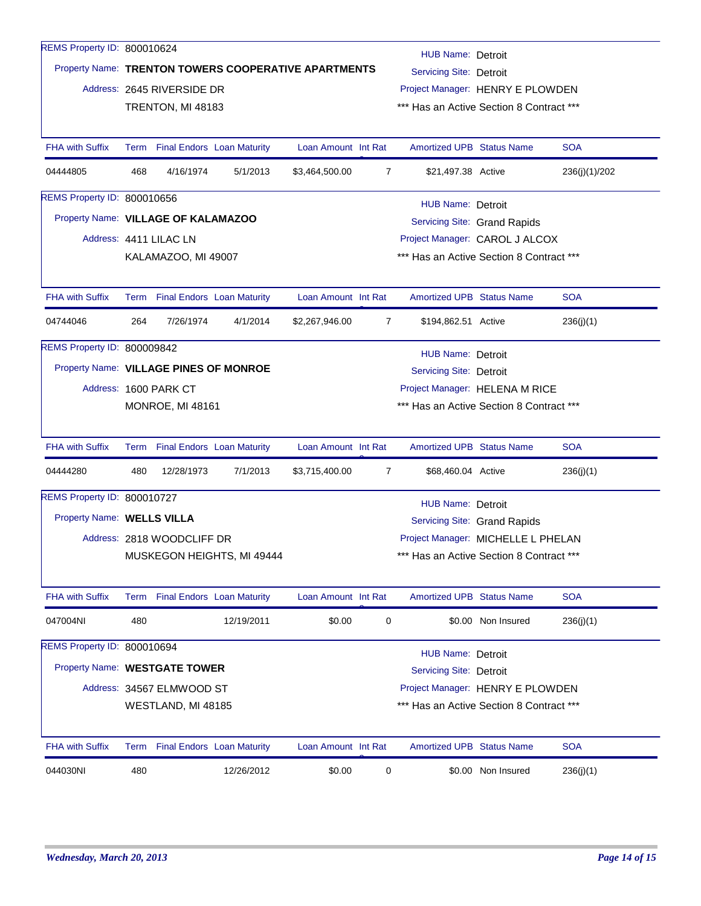REMS Property ID: 800010624

Property Name: **TRENTON TOWERS COOPERATIVE APARTMENTS**

Address: 2645 RIVERSIDE DR
TRENTON, MI 48183

HUB Name: Detroit
Servicing Site: Detroit
Project Manager: HENRY E PLOWDEN
*** Has an Active Section 8 Contract ***

| FHA with Suffix | Term | Final Endors | Loan Maturity | Loan Amount | Int Rate | Amortized UPB | Status Name | SOA |
|---|---|---|---|---|---|---|---|---|
| 04444805 | 468 | 4/16/1974 | 5/1/2013 | $3,464,500.00 | 7 | $21,497.38 | Active | 236(j)(1)/202 |

REMS Property ID: 800010656

Property Name: **VILLAGE OF KALAMAZOO**

Address: 4411 LILAC LN
KALAMAZOO, MI 49007

HUB Name: Detroit
Servicing Site: Grand Rapids
Project Manager: CAROL J ALCOX
*** Has an Active Section 8 Contract ***

| FHA with Suffix | Term | Final Endors | Loan Maturity | Loan Amount | Int Rate | Amortized UPB | Status Name | SOA |
|---|---|---|---|---|---|---|---|---|
| 04744046 | 264 | 7/26/1974 | 4/1/2014 | $2,267,946.00 | 7 | $194,862.51 | Active | 236(j)(1) |

REMS Property ID: 800009842

Property Name: **VILLAGE PINES OF MONROE**

Address: 1600 PARK CT
MONROE, MI 48161

HUB Name: Detroit
Servicing Site: Detroit
Project Manager: HELENA M RICE
*** Has an Active Section 8 Contract ***

| FHA with Suffix | Term | Final Endors | Loan Maturity | Loan Amount | Int Rate | Amortized UPB | Status Name | SOA |
|---|---|---|---|---|---|---|---|---|
| 04444280 | 480 | 12/28/1973 | 7/1/2013 | $3,715,400.00 | 7 | $68,460.04 | Active | 236(j)(1) |

REMS Property ID: 800010727

Property Name: **WELLS VILLA**

Address: 2818 WOODCLIFF DR
MUSKEGON HEIGHTS, MI 49444

HUB Name: Detroit
Servicing Site: Grand Rapids
Project Manager: MICHELLE L PHELAN
*** Has an Active Section 8 Contract ***

| FHA with Suffix | Term | Final Endors | Loan Maturity | Loan Amount | Int Rate | Amortized UPB | Status Name | SOA |
|---|---|---|---|---|---|---|---|---|
| 047004NI | 480 | | 12/19/2011 | $0.00 | 0 | $0.00 | Non Insured | 236(j)(1) |

REMS Property ID: 800010694

Property Name: **WESTGATE TOWER**

Address: 34567 ELMWOOD ST
WESTLAND, MI 48185

HUB Name: Detroit
Servicing Site: Detroit
Project Manager: HENRY E PLOWDEN
*** Has an Active Section 8 Contract ***

| FHA with Suffix | Term | Final Endors | Loan Maturity | Loan Amount | Int Rate | Amortized UPB | Status Name | SOA |
|---|---|---|---|---|---|---|---|---|
| 044030NI | 480 | | 12/26/2012 | $0.00 | 0 | $0.00 | Non Insured | 236(j)(1) |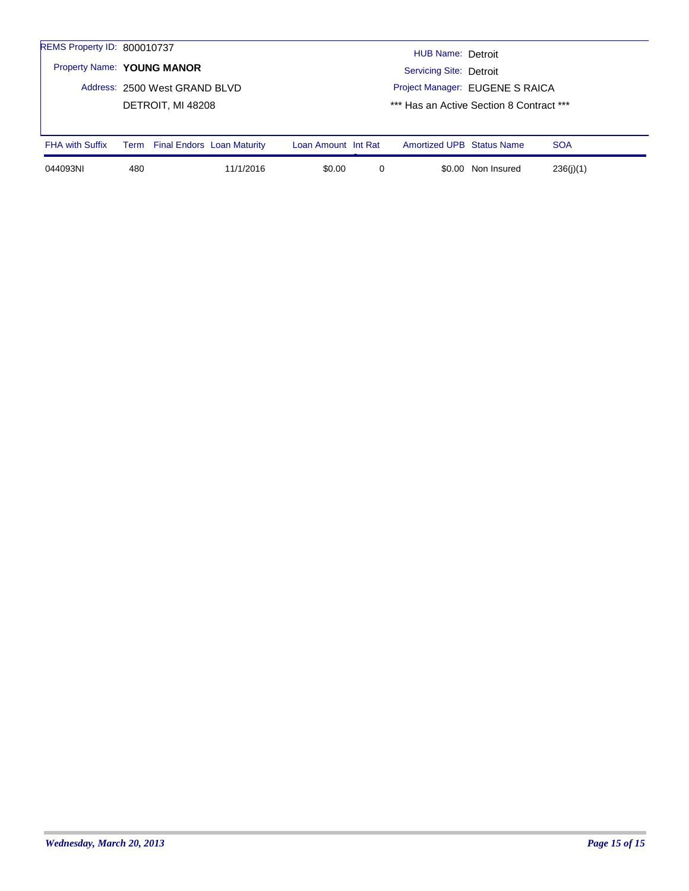REMS Property ID: 800010737

Property Name: **YOUNG MANOR**

Address: 2500 West GRAND BLVD

DETROIT, MI 48208

HUB Name: Detroit

Servicing Site: Detroit

Project Manager: EUGENE S RAICA

*** Has an Active Section 8 Contract ***

| FHA with Suffix | Term | Final Endors | Loan Maturity | Loan Amount | Int Rate | Amortized UPB | Status Name | SOA |
|---|---|---|---|---|---|---|---|---|
| 044093NI | 480 | | 11/1/2016 | $0.00 | 0 | $0.00 | Non Insured | 236(j)(1) |

*Wednesday, March 20, 2013*